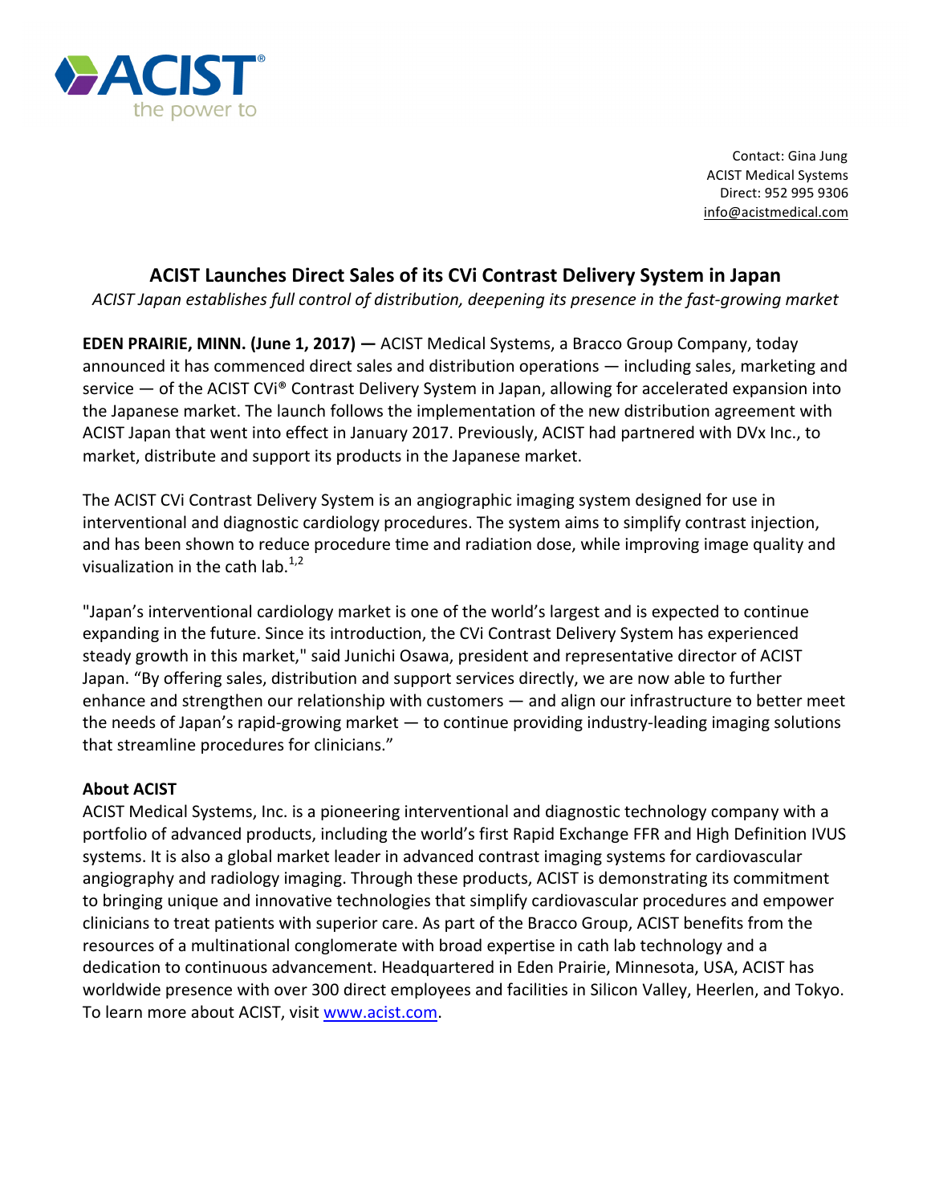ACIST
the power to

Contact: Gina Jung
ACIST Medical Systems
Direct: 952 995 9306
info@acistmedical.com

# ACIST Launches Direct Sales of its CVi Contrast Delivery System in Japan

*ACIST Japan establishes full control of distribution, deepening its presence in the fast-growing market*

**EDEN PRAIRIE, MINN. (June 1, 2017) —** ACIST Medical Systems, a Bracco Group Company, today announced it has commenced direct sales and distribution operations — including sales, marketing and service — of the ACIST CVi® Contrast Delivery System in Japan, allowing for accelerated expansion into the Japanese market. The launch follows the implementation of the new distribution agreement with ACIST Japan that went into effect in January 2017. Previously, ACIST had partnered with DVx Inc., to market, distribute and support its products in the Japanese market.

The ACIST CVi Contrast Delivery System is an angiographic imaging system designed for use in interventional and diagnostic cardiology procedures. The system aims to simplify contrast injection, and has been shown to reduce procedure time and radiation dose, while improving image quality and visualization in the cath lab.[1,2]

"Japan's interventional cardiology market is one of the world's largest and is expected to continue expanding in the future. Since its introduction, the CVi Contrast Delivery System has experienced steady growth in this market," said Junichi Osawa, president and representative director of ACIST Japan. "By offering sales, distribution and support services directly, we are now able to further enhance and strengthen our relationship with customers — and align our infrastructure to better meet the needs of Japan's rapid-growing market — to continue providing industry-leading imaging solutions that streamline procedures for clinicians."

**About ACIST**

ACIST Medical Systems, Inc. is a pioneering interventional and diagnostic technology company with a portfolio of advanced products, including the world's first Rapid Exchange FFR and High Definition IVUS systems. It is also a global market leader in advanced contrast imaging systems for cardiovascular angiography and radiology imaging. Through these products, ACIST is demonstrating its commitment to bringing unique and innovative technologies that simplify cardiovascular procedures and empower clinicians to treat patients with superior care. As part of the Bracco Group, ACIST benefits from the resources of a multinational conglomerate with broad expertise in cath lab technology and a dedication to continuous advancement. Headquartered in Eden Prairie, Minnesota, USA, ACIST has worldwide presence with over 300 direct employees and facilities in Silicon Valley, Heerlen, and Tokyo. To learn more about ACIST, visit www.acist.com.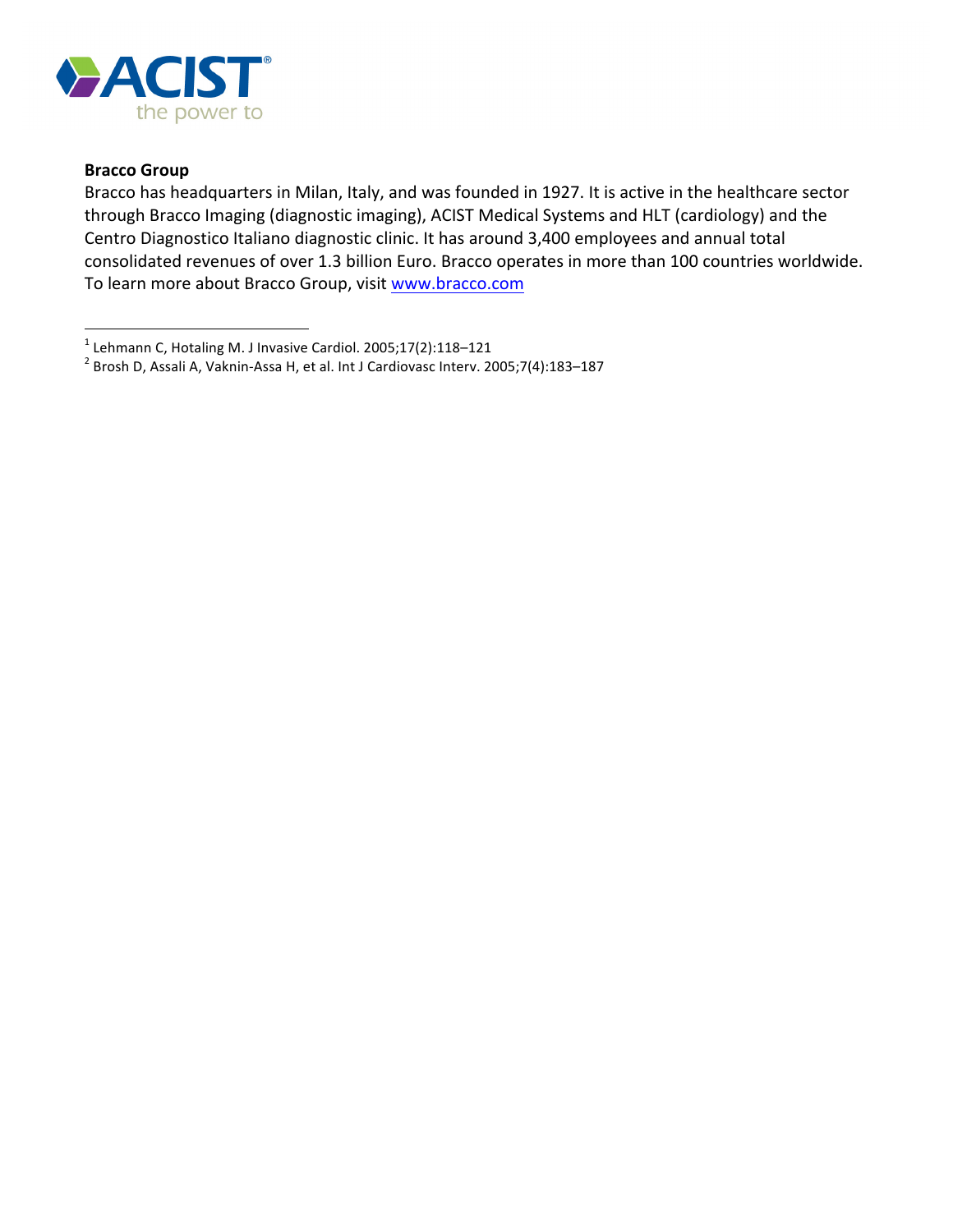**Bracco Group**

Bracco has headquarters in Milan, Italy, and was founded in 1927. It is active in the healthcare sector through Bracco Imaging (diagnostic imaging), ACIST Medical Systems and HLT (cardiology) and the Centro Diagnostico Italiano diagnostic clinic. It has around 3,400 employees and annual total consolidated revenues of over 1.3 billion Euro. Bracco operates in more than 100 countries worldwide. To learn more about Bracco Group, visit www.bracco.com

---

[1] Lehmann C, Hotaling M. J Invasive Cardiol. 2005;17(2):118–121

[2] Brosh D, Assali A, Vaknin-Assa H, et al. Int J Cardiovasc Interv. 2005;7(4):183–187